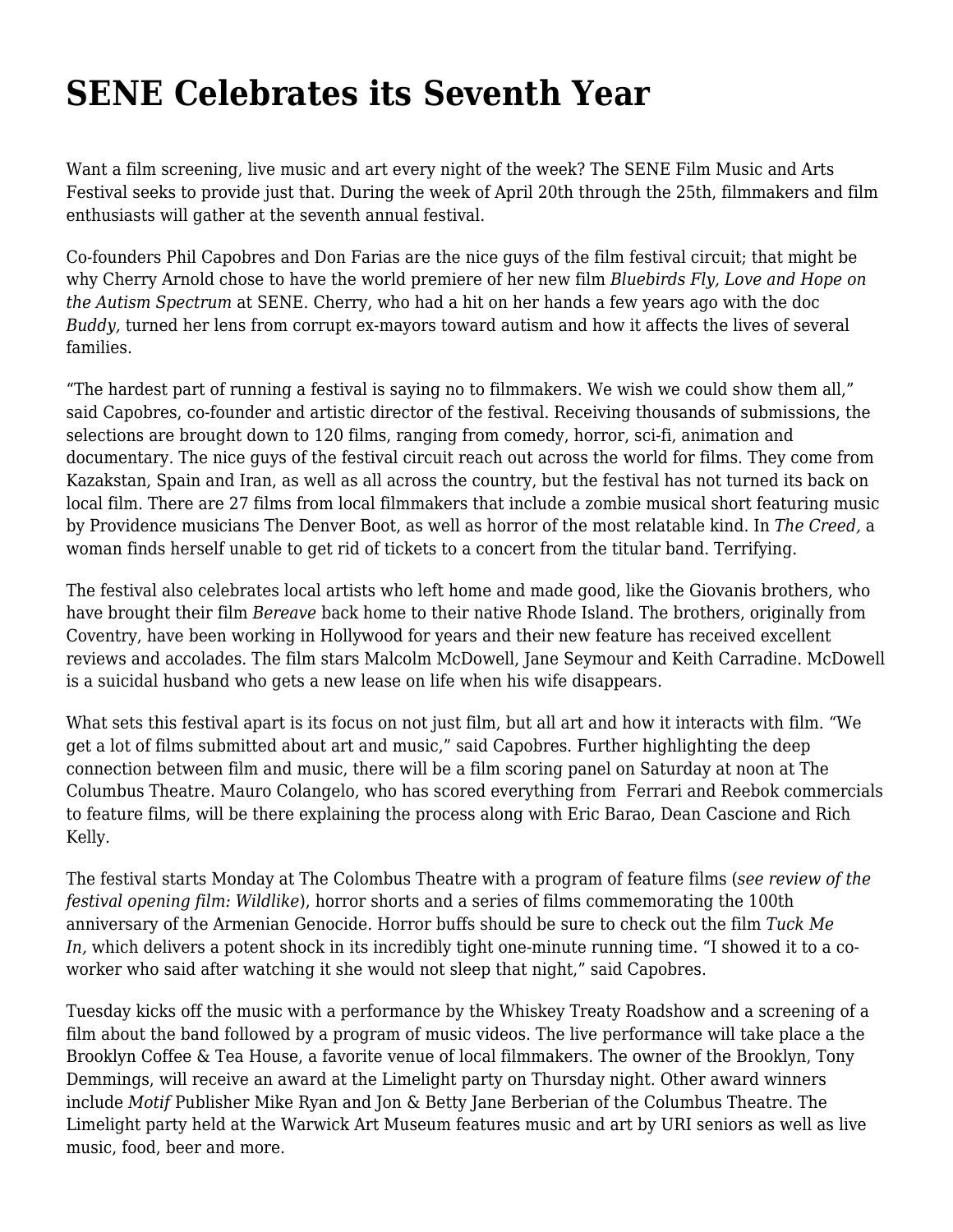# SENE Celebrates its Seventh Year

Want a film screening, live music and art every night of the week? The SENE Film Music and Arts Festival seeks to provide just that. During the week of April 20th through the 25th, filmmakers and film enthusiasts will gather at the seventh annual festival.

Co-founders Phil Capobres and Don Farias are the nice guys of the film festival circuit; that might be why Cherry Arnold chose to have the world premiere of her new film *Bluebirds Fly, Love and Hope on the Autism Spectrum* at SENE. Cherry, who had a hit on her hands a few years ago with the doc *Buddy,* turned her lens from corrupt ex-mayors toward autism and how it affects the lives of several families.

"The hardest part of running a festival is saying no to filmmakers. We wish we could show them all," said Capobres, co-founder and artistic director of the festival. Receiving thousands of submissions, the selections are brought down to 120 films, ranging from comedy, horror, sci-fi, animation and documentary. The nice guys of the festival circuit reach out across the world for films. They come from Kazakstan, Spain and Iran, as well as all across the country, but the festival has not turned its back on local film. There are 27 films from local filmmakers that include a zombie musical short featuring music by Providence musicians The Denver Boot, as well as horror of the most relatable kind. In *The Creed,* a woman finds herself unable to get rid of tickets to a concert from the titular band. Terrifying.

The festival also celebrates local artists who left home and made good, like the Giovanis brothers, who have brought their film *Bereave* back home to their native Rhode Island. The brothers, originally from Coventry, have been working in Hollywood for years and their new feature has received excellent reviews and accolades. The film stars Malcolm McDowell, Jane Seymour and Keith Carradine. McDowell is a suicidal husband who gets a new lease on life when his wife disappears.

What sets this festival apart is its focus on not just film, but all art and how it interacts with film. "We get a lot of films submitted about art and music," said Capobres. Further highlighting the deep connection between film and music, there will be a film scoring panel on Saturday at noon at The Columbus Theatre. Mauro Colangelo, who has scored everything from Ferrari and Reebok commercials to feature films, will be there explaining the process along with Eric Barao, Dean Cascione and Rich Kelly.

The festival starts Monday at The Colombus Theatre with a program of feature films (*see review of the festival opening film: Wildlike*), horror shorts and a series of films commemorating the 100th anniversary of the Armenian Genocide. Horror buffs should be sure to check out the film *Tuck Me In,* which delivers a potent shock in its incredibly tight one-minute running time. "I showed it to a co-worker who said after watching it she would not sleep that night," said Capobres.

Tuesday kicks off the music with a performance by the Whiskey Treaty Roadshow and a screening of a film about the band followed by a program of music videos. The live performance will take place a the Brooklyn Coffee & Tea House, a favorite venue of local filmmakers. The owner of the Brooklyn, Tony Demmings, will receive an award at the Limelight party on Thursday night. Other award winners include *Motif* Publisher Mike Ryan and Jon & Betty Jane Berberian of the Columbus Theatre. The Limelight party held at the Warwick Art Museum features music and art by URI seniors as well as live music, food, beer and more.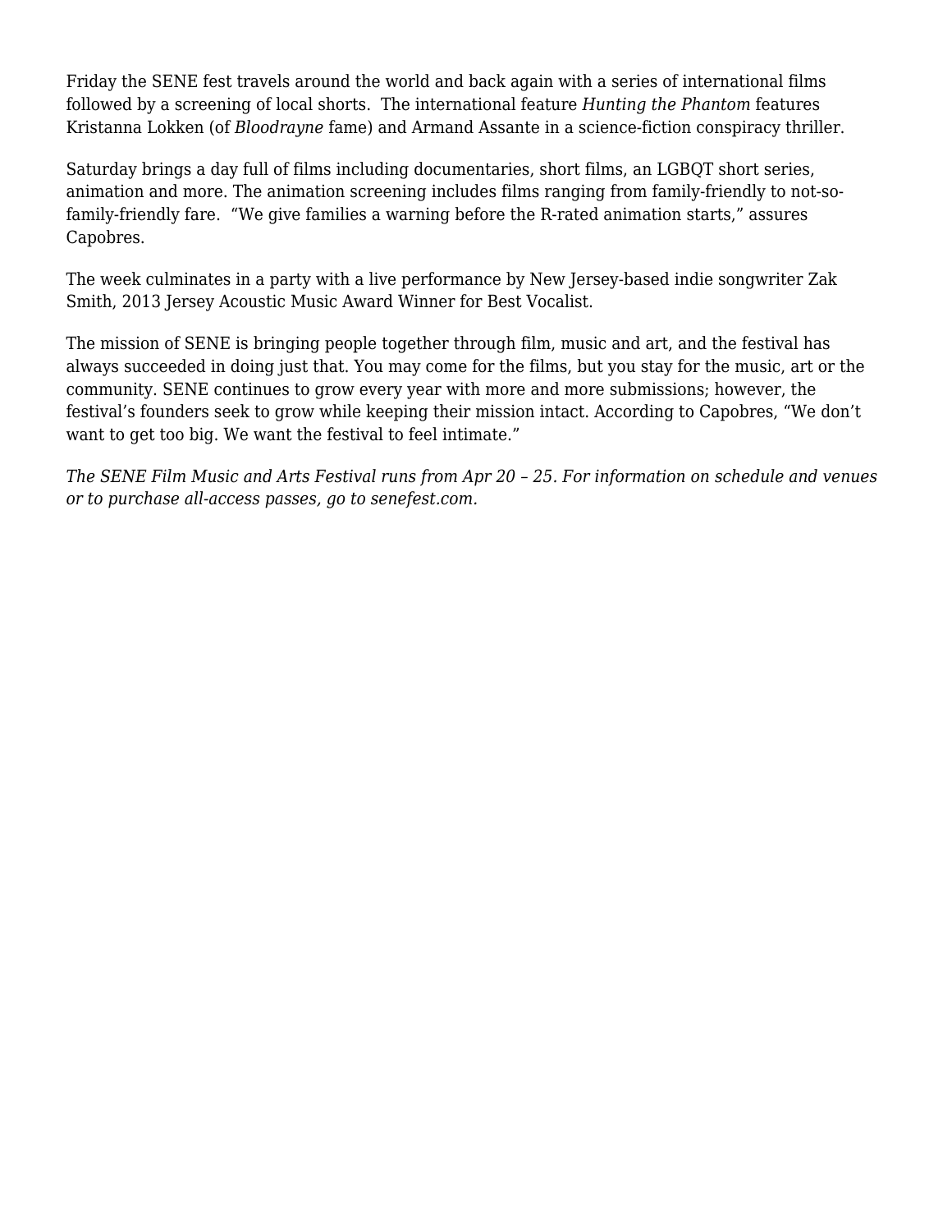Friday the SENE fest travels around the world and back again with a series of international films followed by a screening of local shorts.  The international feature *Hunting the Phantom* features Kristanna Lokken (of *Bloodrayne* fame) and Armand Assante in a science-fiction conspiracy thriller.

Saturday brings a day full of films including documentaries, short films, an LGBQT short series, animation and more. The animation screening includes films ranging from family-friendly to not-so-family-friendly fare.  "We give families a warning before the R-rated animation starts," assures Capobres.

The week culminates in a party with a live performance by New Jersey-based indie songwriter Zak Smith, 2013 Jersey Acoustic Music Award Winner for Best Vocalist.

The mission of SENE is bringing people together through film, music and art, and the festival has always succeeded in doing just that. You may come for the films, but you stay for the music, art or the community. SENE continues to grow every year with more and more submissions; however, the festival's founders seek to grow while keeping their mission intact. According to Capobres, "We don't want to get too big. We want the festival to feel intimate."

*The SENE Film Music and Arts Festival runs from Apr 20 – 25. For information on schedule and venues or to purchase all-access passes, go to senefest.com.*